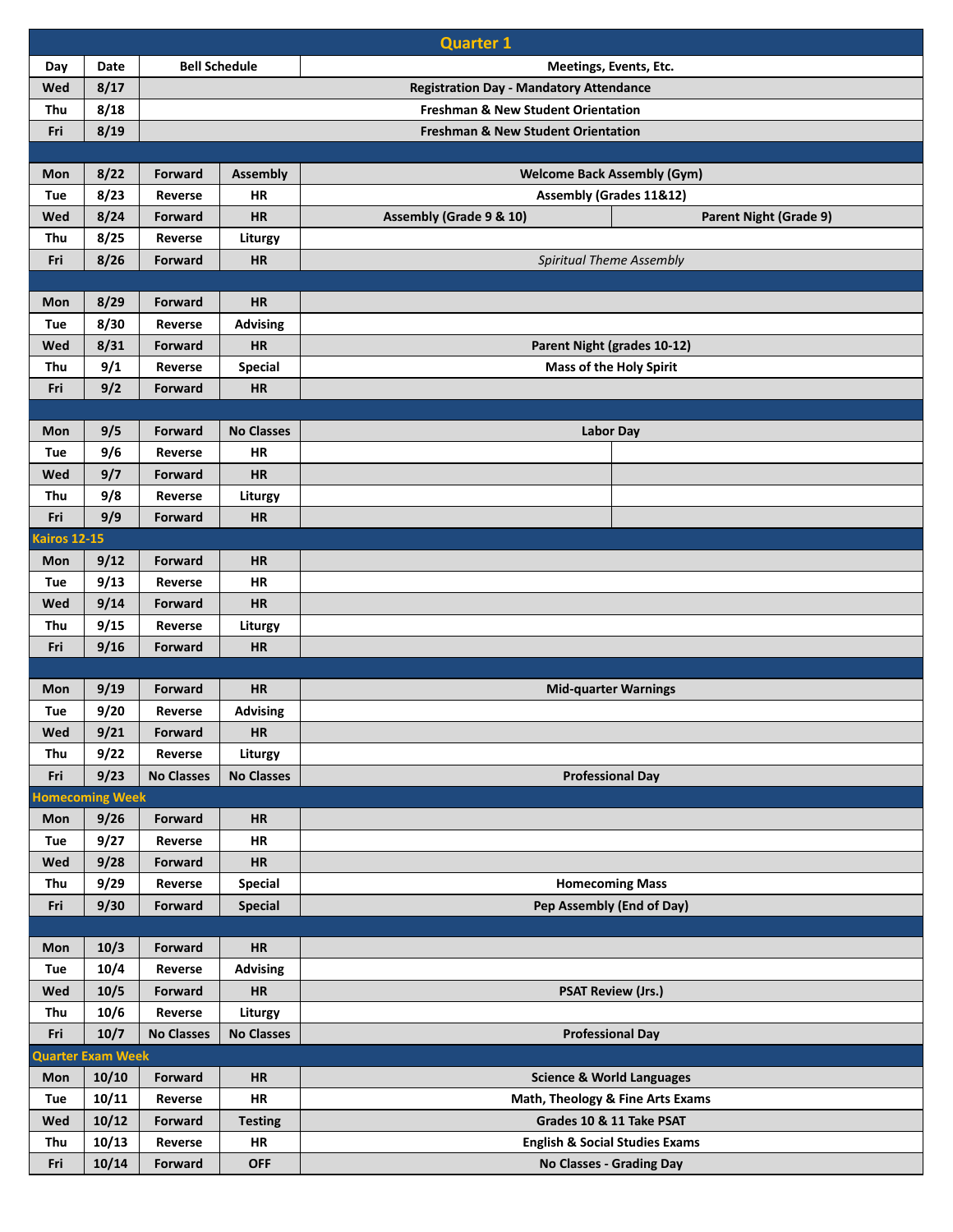# Quarter 1

| Day | Date | Bell Schedule | | Meetings, Events, Etc. | |
|---|---|---|---|---|---|
| Wed | 8/17 | Registration Day - Mandatory Attendance | | | |
| Thu | 8/18 | Freshman & New Student Orientation | | | |
| Fri | 8/19 | Freshman & New Student Orientation | | | |
| | | | | | |
| Mon | 8/22 | Forward | Assembly | Welcome Back Assembly (Gym) | |
| Tue | 8/23 | Reverse | HR | Assembly (Grades 11&12) | |
| Wed | 8/24 | Forward | HR | Assembly (Grade 9 & 10) | Parent Night (Grade 9) |
| Thu | 8/25 | Reverse | Liturgy | | |
| Fri | 8/26 | Forward | HR | *Spiritual Theme Assembly* | |
| | | | | | |
| Mon | 8/29 | Forward | HR | | |
| Tue | 8/30 | Reverse | Advising | | |
| Wed | 8/31 | Forward | HR | Parent Night (grades 10-12) | |
| Thu | 9/1 | Reverse | Special | Mass of the Holy Spirit | |
| Fri | 9/2 | Forward | HR | | |
| | | | | | |
| Mon | 9/5 | Forward | No Classes | Labor Day | |
| Tue | 9/6 | Reverse | HR | | |
| Wed | 9/7 | Forward | HR | | |
| Thu | 9/8 | Reverse | Liturgy | | |
| Fri | 9/9 | Forward | HR | | |
| **Kairos 12-15** | | | | | |
| Mon | 9/12 | Forward | HR | | |
| Tue | 9/13 | Reverse | HR | | |
| Wed | 9/14 | Forward | HR | | |
| Thu | 9/15 | Reverse | Liturgy | | |
| Fri | 9/16 | Forward | HR | | |
| | | | | | |
| Mon | 9/19 | Forward | HR | Mid-quarter Warnings | |
| Tue | 9/20 | Reverse | Advising | | |
| Wed | 9/21 | Forward | HR | | |
| Thu | 9/22 | Reverse | Liturgy | | |
| Fri | 9/23 | No Classes | No Classes | Professional Day | |
| **Homecoming Week** | | | | | |
| Mon | 9/26 | Forward | HR | | |
| Tue | 9/27 | Reverse | HR | | |
| Wed | 9/28 | Forward | HR | | |
| Thu | 9/29 | Reverse | Special | Homecoming Mass | |
| Fri | 9/30 | Forward | Special | Pep Assembly (End of Day) | |
| | | | | | |
| Mon | 10/3 | Forward | HR | | |
| Tue | 10/4 | Reverse | Advising | | |
| Wed | 10/5 | Forward | HR | PSAT Review (Jrs.) | |
| Thu | 10/6 | Reverse | Liturgy | | |
| Fri | 10/7 | No Classes | No Classes | Professional Day | |
| **Quarter Exam Week** | | | | | |
| Mon | 10/10 | Forward | HR | Science & World Languages | |
| Tue | 10/11 | Reverse | HR | Math, Theology & Fine Arts Exams | |
| Wed | 10/12 | Forward | Testing | Grades 10 & 11 Take PSAT | |
| Thu | 10/13 | Reverse | HR | English & Social Studies Exams | |
| Fri | 10/14 | Forward | OFF | No Classes - Grading Day | |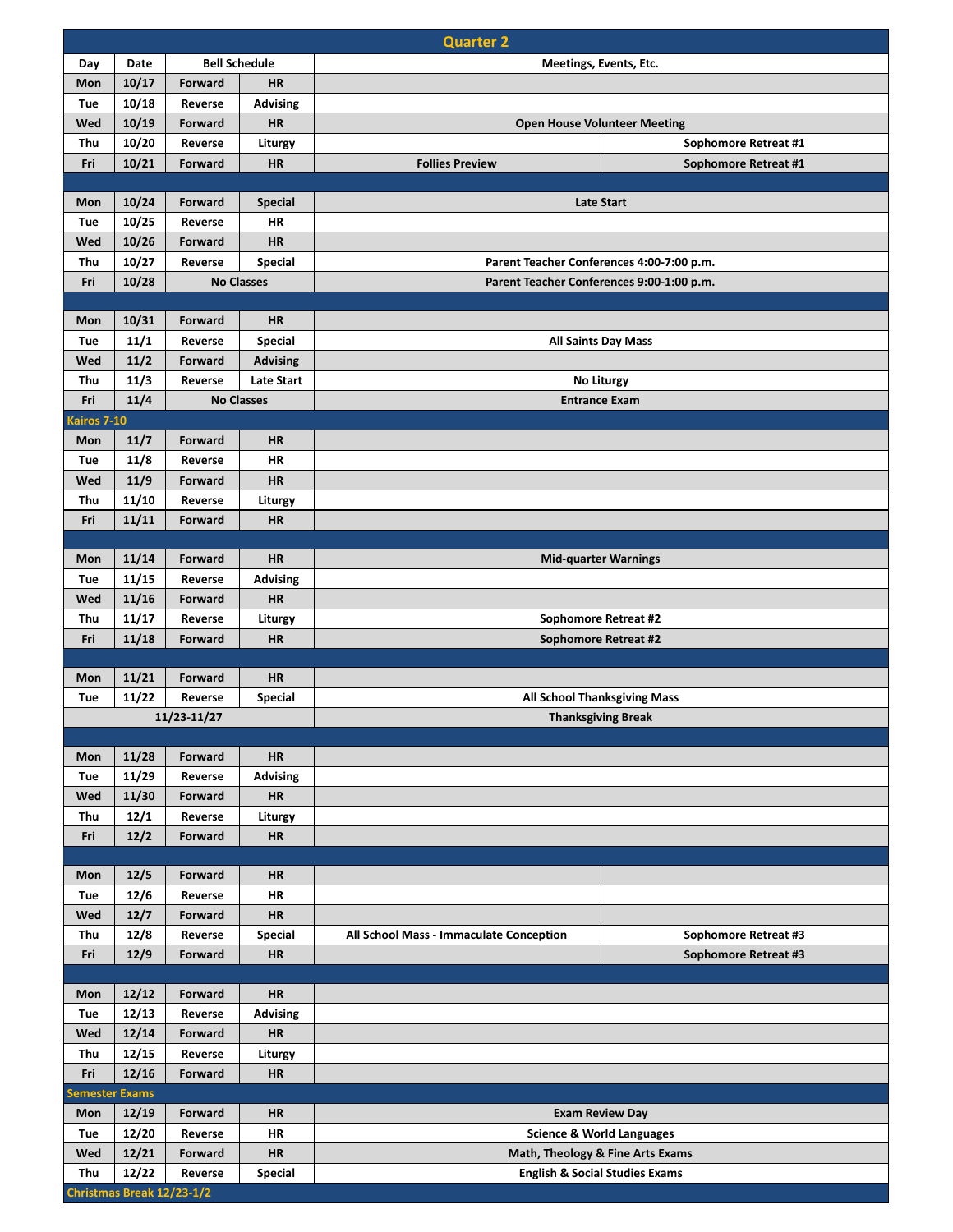## Quarter 2

| Day | Date | Bell Schedule | | Meetings, Events, Etc. | |
|---|---|---|---|---|---|
| Mon | 10/17 | Forward | HR | | |
| Tue | 10/18 | Reverse | Advising | | |
| Wed | 10/19 | Forward | HR | Open House Volunteer Meeting | |
| Thu | 10/20 | Reverse | Liturgy | | Sophomore Retreat #1 |
| Fri | 10/21 | Forward | HR | Follies Preview | Sophomore Retreat #1 |
| | | | | | |
| Mon | 10/24 | Forward | Special | Late Start | |
| Tue | 10/25 | Reverse | HR | | |
| Wed | 10/26 | Forward | HR | | |
| Thu | 10/27 | Reverse | Special | Parent Teacher Conferences 4:00-7:00 p.m. | |
| Fri | 10/28 | No Classes | | Parent Teacher Conferences 9:00-1:00 p.m. | |
| | | | | | |
| Mon | 10/31 | Forward | HR | | |
| Tue | 11/1 | Reverse | Special | All Saints Day Mass | |
| Wed | 11/2 | Forward | Advising | | |
| Thu | 11/3 | Reverse | Late Start | No Liturgy | |
| Fri | 11/4 | No Classes | | Entrance Exam | |
| Kairos 7-10 | | | | | |
| Mon | 11/7 | Forward | HR | | |
| Tue | 11/8 | Reverse | HR | | |
| Wed | 11/9 | Forward | HR | | |
| Thu | 11/10 | Reverse | Liturgy | | |
| Fri | 11/11 | Forward | HR | | |
| | | | | | |
| Mon | 11/14 | Forward | HR | Mid-quarter Warnings | |
| Tue | 11/15 | Reverse | Advising | | |
| Wed | 11/16 | Forward | HR | | |
| Thu | 11/17 | Reverse | Liturgy | Sophomore Retreat #2 | |
| Fri | 11/18 | Forward | HR | Sophomore Retreat #2 | |
| | | | | | |
| Mon | 11/21 | Forward | HR | | |
| Tue | 11/22 | Reverse | Special | All School Thanksgiving Mass | |
| | 11/23-11/27 | | | Thanksgiving Break | |
| | | | | | |
| Mon | 11/28 | Forward | HR | | |
| Tue | 11/29 | Reverse | Advising | | |
| Wed | 11/30 | Forward | HR | | |
| Thu | 12/1 | Reverse | Liturgy | | |
| Fri | 12/2 | Forward | HR | | |
| | | | | | |
| Mon | 12/5 | Forward | HR | | |
| Tue | 12/6 | Reverse | HR | | |
| Wed | 12/7 | Forward | HR | | |
| Thu | 12/8 | Reverse | Special | All School Mass - Immaculate Conception | Sophomore Retreat #3 |
| Fri | 12/9 | Forward | HR | | Sophomore Retreat #3 |
| | | | | | |
| Mon | 12/12 | Forward | HR | | |
| Tue | 12/13 | Reverse | Advising | | |
| Wed | 12/14 | Forward | HR | | |
| Thu | 12/15 | Reverse | Liturgy | | |
| Fri | 12/16 | Forward | HR | | |
| Semester Exams | | | | | |
| Mon | 12/19 | Forward | HR | Exam Review Day | |
| Tue | 12/20 | Reverse | HR | Science & World Languages | |
| Wed | 12/21 | Forward | HR | Math, Theology & Fine Arts Exams | |
| Thu | 12/22 | Reverse | Special | English & Social Studies Exams | |
| Christmas Break 12/23-1/2 | | | | | |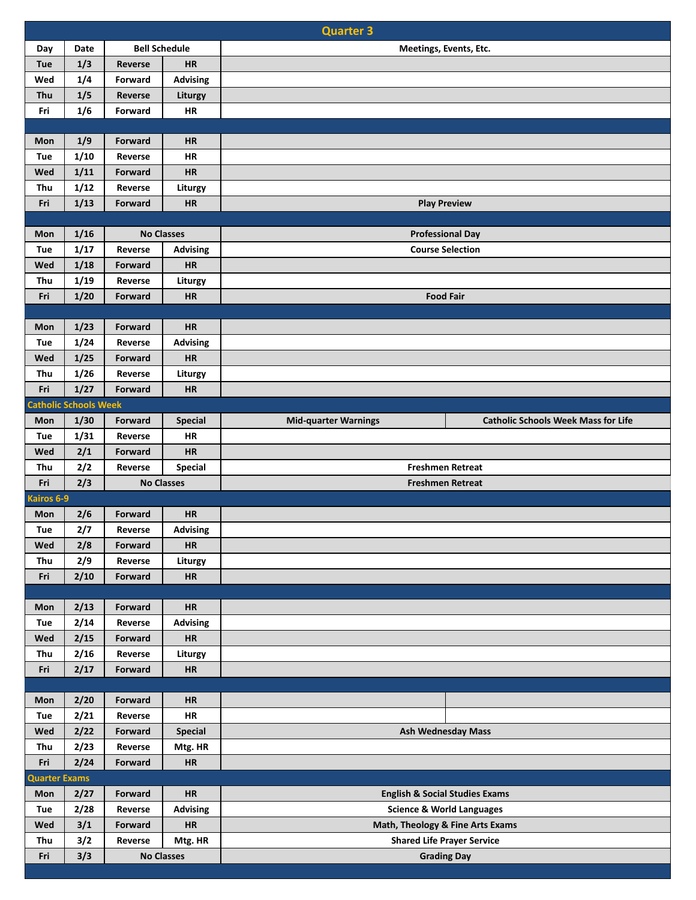## Quarter 3

| Day | Date | Bell Schedule | | Meetings, Events, Etc. | |
|---|---|---|---|---|---|
| Tue | 1/3 | Reverse | HR | | |
| Wed | 1/4 | Forward | Advising | | |
| Thu | 1/5 | Reverse | Liturgy | | |
| Fri | 1/6 | Forward | HR | | |
| | | | | | |
| Mon | 1/9 | Forward | HR | | |
| Tue | 1/10 | Reverse | HR | | |
| Wed | 1/11 | Forward | HR | | |
| Thu | 1/12 | Reverse | Liturgy | | |
| Fri | 1/13 | Forward | HR | Play Preview | |
| | | | | | |
| Mon | 1/16 | No Classes | | Professional Day | |
| Tue | 1/17 | Reverse | Advising | Course Selection | |
| Wed | 1/18 | Forward | HR | | |
| Thu | 1/19 | Reverse | Liturgy | | |
| Fri | 1/20 | Forward | HR | Food Fair | |
| | | | | | |
| Mon | 1/23 | Forward | HR | | |
| Tue | 1/24 | Reverse | Advising | | |
| Wed | 1/25 | Forward | HR | | |
| Thu | 1/26 | Reverse | Liturgy | | |
| Fri | 1/27 | Forward | HR | | |
| **Catholic Schools Week** | | | | | |
| Mon | 1/30 | Forward | Special | Mid-quarter Warnings | Catholic Schools Week Mass for Life |
| Tue | 1/31 | Reverse | HR | | |
| Wed | 2/1 | Forward | HR | | |
| Thu | 2/2 | Reverse | Special | Freshmen Retreat | |
| Fri | 2/3 | No Classes | | Freshmen Retreat | |
| **Kairos 6-9** | | | | | |
| Mon | 2/6 | Forward | HR | | |
| Tue | 2/7 | Reverse | Advising | | |
| Wed | 2/8 | Forward | HR | | |
| Thu | 2/9 | Reverse | Liturgy | | |
| Fri | 2/10 | Forward | HR | | |
| | | | | | |
| Mon | 2/13 | Forward | HR | | |
| Tue | 2/14 | Reverse | Advising | | |
| Wed | 2/15 | Forward | HR | | |
| Thu | 2/16 | Reverse | Liturgy | | |
| Fri | 2/17 | Forward | HR | | |
| | | | | | |
| Mon | 2/20 | Forward | HR | | |
| Tue | 2/21 | Reverse | HR | | |
| Wed | 2/22 | Forward | Special | Ash Wednesday Mass | |
| Thu | 2/23 | Reverse | Mtg. HR | | |
| Fri | 2/24 | Forward | HR | | |
| **Quarter Exams** | | | | | |
| Mon | 2/27 | Forward | HR | English & Social Studies Exams | |
| Tue | 2/28 | Reverse | Advising | Science & World Languages | |
| Wed | 3/1 | Forward | HR | Math, Theology & Fine Arts Exams | |
| Thu | 3/2 | Reverse | Mtg. HR | Shared Life Prayer Service | |
| Fri | 3/3 | No Classes | | Grading Day | |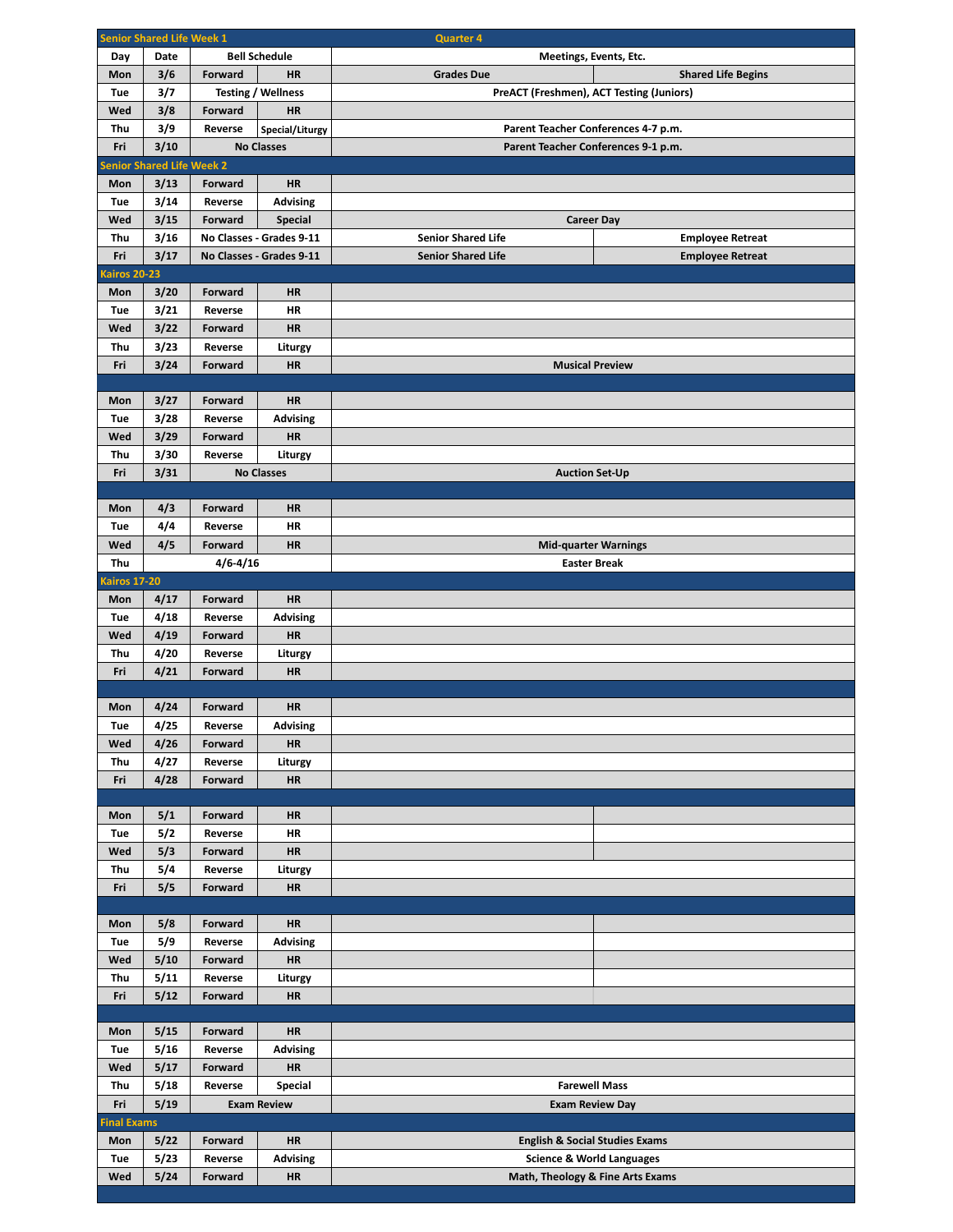| Day | Date | Bell Schedule | | Meetings, Events, Etc. | |
|---|---|---|---|---|---|
| **Senior Shared Life Week 1** | | | | **Quarter 4** | |
| Mon | 3/6 | Forward | HR | Grades Due | Shared Life Begins |
| Tue | 3/7 | Testing / Wellness | | PreACT (Freshmen), ACT Testing (Juniors) | |
| Wed | 3/8 | Forward | HR | | |
| Thu | 3/9 | Reverse | Special/Liturgy | Parent Teacher Conferences 4-7 p.m. | |
| Fri | 3/10 | No Classes | | Parent Teacher Conferences 9-1 p.m. | |
| **Senior Shared Life Week 2** | | | | | |
| Mon | 3/13 | Forward | HR | | |
| Tue | 3/14 | Reverse | Advising | | |
| Wed | 3/15 | Forward | Special | Career Day | |
| Thu | 3/16 | No Classes - Grades 9-11 | | Senior Shared Life | Employee Retreat |
| Fri | 3/17 | No Classes - Grades 9-11 | | Senior Shared Life | Employee Retreat |
| **Kairos 20-23** | | | | | |
| Mon | 3/20 | Forward | HR | | |
| Tue | 3/21 | Reverse | HR | | |
| Wed | 3/22 | Forward | HR | | |
| Thu | 3/23 | Reverse | Liturgy | | |
| Fri | 3/24 | Forward | HR | Musical Preview | |
| | | | | | |
| Mon | 3/27 | Forward | HR | | |
| Tue | 3/28 | Reverse | Advising | | |
| Wed | 3/29 | Forward | HR | | |
| Thu | 3/30 | Reverse | Liturgy | | |
| Fri | 3/31 | No Classes | | Auction Set-Up | |
| | | | | | |
| Mon | 4/3 | Forward | HR | | |
| Tue | 4/4 | Reverse | HR | | |
| Wed | 4/5 | Forward | HR | Mid-quarter Warnings | |
| Thu | 4/6-4/16 | | | Easter Break | |
| **Kairos 17-20** | | | | | |
| Mon | 4/17 | Forward | HR | | |
| Tue | 4/18 | Reverse | Advising | | |
| Wed | 4/19 | Forward | HR | | |
| Thu | 4/20 | Reverse | Liturgy | | |
| Fri | 4/21 | Forward | HR | | |
| | | | | | |
| Mon | 4/24 | Forward | HR | | |
| Tue | 4/25 | Reverse | Advising | | |
| Wed | 4/26 | Forward | HR | | |
| Thu | 4/27 | Reverse | Liturgy | | |
| Fri | 4/28 | Forward | HR | | |
| | | | | | |
| Mon | 5/1 | Forward | HR | | |
| Tue | 5/2 | Reverse | HR | | |
| Wed | 5/3 | Forward | HR | | |
| Thu | 5/4 | Reverse | Liturgy | | |
| Fri | 5/5 | Forward | HR | | |
| | | | | | |
| Mon | 5/8 | Forward | HR | | |
| Tue | 5/9 | Reverse | Advising | | |
| Wed | 5/10 | Forward | HR | | |
| Thu | 5/11 | Reverse | Liturgy | | |
| Fri | 5/12 | Forward | HR | | |
| | | | | | |
| Mon | 5/15 | Forward | HR | | |
| Tue | 5/16 | Reverse | Advising | | |
| Wed | 5/17 | Forward | HR | | |
| Thu | 5/18 | Reverse | Special | Farewell Mass | |
| Fri | 5/19 | Exam Review | | Exam Review Day | |
| **Final Exams** | | | | | |
| Mon | 5/22 | Forward | HR | English & Social Studies Exams | |
| Tue | 5/23 | Reverse | Advising | Science & World Languages | |
| Wed | 5/24 | Forward | HR | Math, Theology & Fine Arts Exams | |